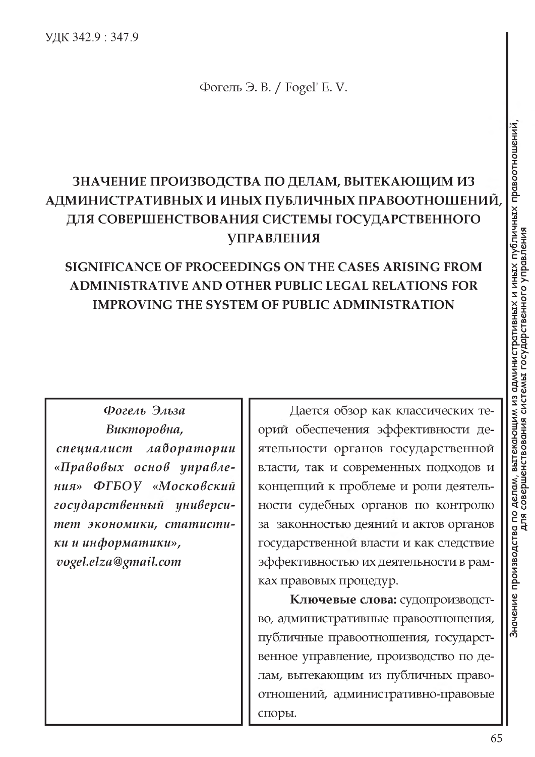УДК 342.9 : 347.9

Фогель Э. В. / Fogel' E. V.

# ЗНАЧЕНИЕ ПРОИЗВОДСТВА ПО ДЕЛАМ, ВЫТЕКАЮЩИМ ИЗ АДМИНИСТРАТИВНЫХ И ИНЫХ ПУБЛИЧНЫХ ПРАВООТНОШЕНИЙ, ДЛЯ СОВЕРШЕНСТВОВАНИЯ СИСТЕМЫ ГОСУДАРСТВЕННОГО УПРАВЛЕНИЯ

# SIGNIFICANCE OF PROCEEDINGS ON THE CASES ARISING FROM ADMINISTRATIVE AND OTHER PUBLIC LEGAL RELATIONS FOR IMPROVING THE SYSTEM OF PUBLIC ADMINISTRATION

*Фогель Эльза Викторовна, специалист лаборатории «Правовых основ управления» ФГБОУ «Московский государственный университет экономики, статистики и информатики», vogel.elza@gmail.com*

Дается обзор как классических теорий обеспечения эффективности деятельности органов государственной власти, так и современных подходов и концепций к проблеме и роли деятельности судебных органов по контролю за законностью деяний и актов органов государственной власти и как следствие эффективностью их деятельности в рамках правовых процедур.

**Ключевые слова:** судопроизводство, административные правоотношения, публичные правоотношения, государственное управление, производство по делам, вытекающим из публичных правоотношений, административно-правовые споры.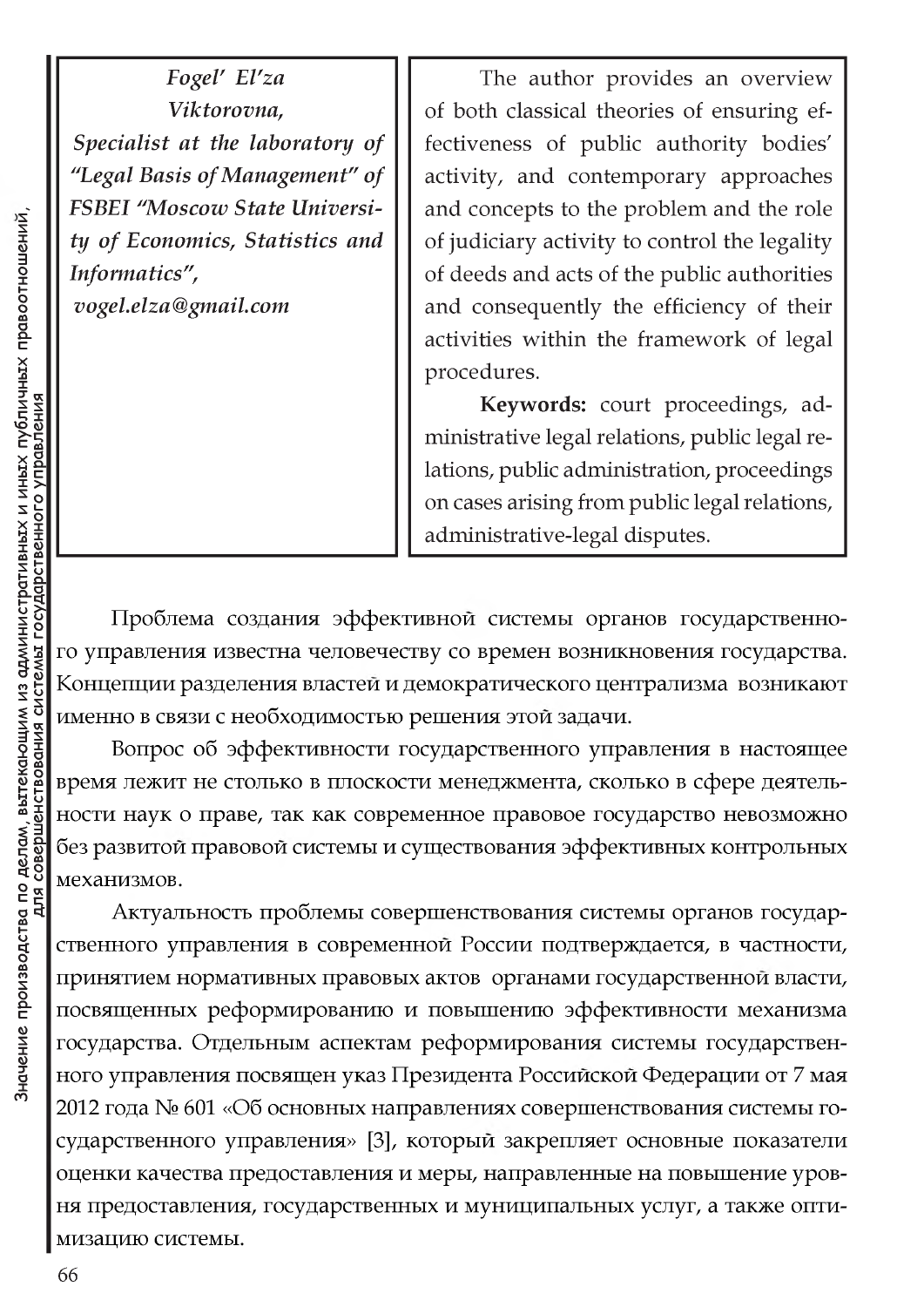*Fogel' El'za Viktorovna,*
*Specialist at the laboratory of "Legal Basis of Management" of FSBEI "Moscow State University of Economics, Statistics and Informatics",*
*vogel.elza@gmail.com*

The author provides an overview of both classical theories of ensuring effectiveness of public authority bodies' activity, and contemporary approaches and concepts to the problem and the role of judiciary activity to control the legality of deeds and acts of the public authorities and consequently the efficiency of their activities within the framework of legal procedures.

**Keywords:** court proceedings, administrative legal relations, public legal relations, public administration, proceedings on cases arising from public legal relations, administrative-legal disputes.

Проблема создания эффективной системы органов государственного управления известна человечеству со времен возникновения государства. Концепции разделения властей и демократического централизма возникают именно в связи с необходимостью решения этой задачи.

Вопрос об эффективности государственного управления в настоящее время лежит не столько в плоскости менеджмента, сколько в сфере деятельности наук о праве, так как современное правовое государство невозможно без развитой правовой системы и существования эффективных контрольных механизмов.

Актуальность проблемы совершенствования системы органов государственного управления в современной России подтверждается, в частности, принятием нормативных правовых актов органами государственной власти, посвященных реформированию и повышению эффективности механизма государства. Отдельным аспектам реформирования системы государственного управления посвящен указ Президента Российской Федерации от 7 мая 2012 года № 601 «Об основных направлениях совершенствования системы государственного управления» [3], который закрепляет основные показатели оценки качества предоставления и меры, направленные на повышение уровня предоставления, государственных и муниципальных услуг, а также оптимизацию системы.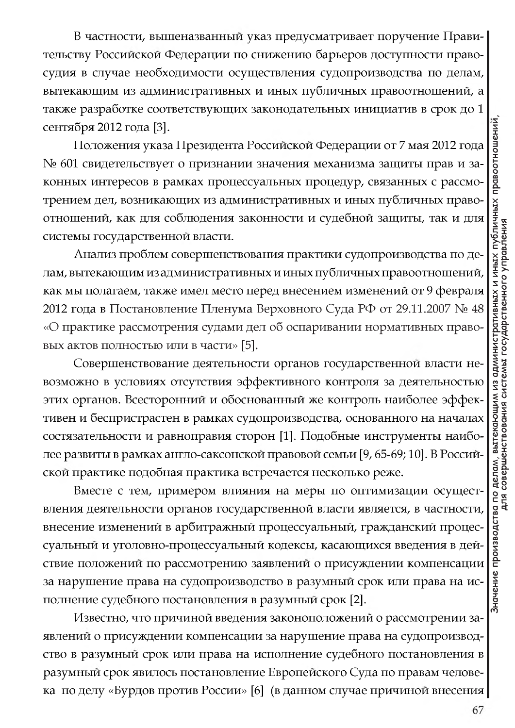В частности, вышеназванный указ предусматривает поручение Правительству Российской Федерации по снижению барьеров доступности правосудия в случае необходимости осуществления судопроизводства по делам, вытекающим из административных и иных публичных правоотношений, а также разработке соответствующих законодательных инициатив в срок до 1 сентября 2012 года [3].

Положения указа Президента Российской Федерации от 7 мая 2012 года № 601 свидетельствует о признании значения механизма защиты прав и законных интересов в рамках процессуальных процедур, связанных с рассмотрением дел, возникающих из административных и иных публичных правоотношений, как для соблюдения законности и судебной защиты, так и для системы государственной власти.

Анализ проблем совершенствования практики судопроизводства по делам, вытекающим из административных и иных публичных правоотношений, как мы полагаем, также имел место перед внесением изменений от 9 февраля 2012 года в Постановление Пленума Верховного Суда РФ от 29.11.2007 № 48 «О практике рассмотрения судами дел об оспаривании нормативных правовых актов полностью или в части» [5].

Совершенствование деятельности органов государственной власти невозможно в условиях отсутствия эффективного контроля за деятельностью этих органов. Всесторонний и обоснованный же контроль наиболее эффективен и беспристрастен в рамках судопроизводства, основанного на началах состязательности и равноправия сторон [1]. Подобные инструменты наиболее развиты в рамках англо-саксонской правовой семьи [9, 65-69; 10]. В Российской практике подобная практика встречается несколько реже.

Вместе с тем, примером влияния на меры по оптимизации осуществления деятельности органов государственной власти является, в частности, внесение изменений в арбитражный процессуальный, гражданский процессуальный и уголовно-процессуальный кодексы, касающихся введения в действие положений по рассмотрению заявлений о присуждении компенсации за нарушение права на судопроизводство в разумный срок или права на исполнение судебного постановления в разумный срок [2].

Известно, что причиной введения законоположений о рассмотрении заявлений о присуждении компенсации за нарушение права на судопроизводство в разумный срок или права на исполнение судебного постановления в разумный срок явилось постановление Европейского Суда по правам человека по делу «Бурдов против России» [6] (в данном случае причиной внесения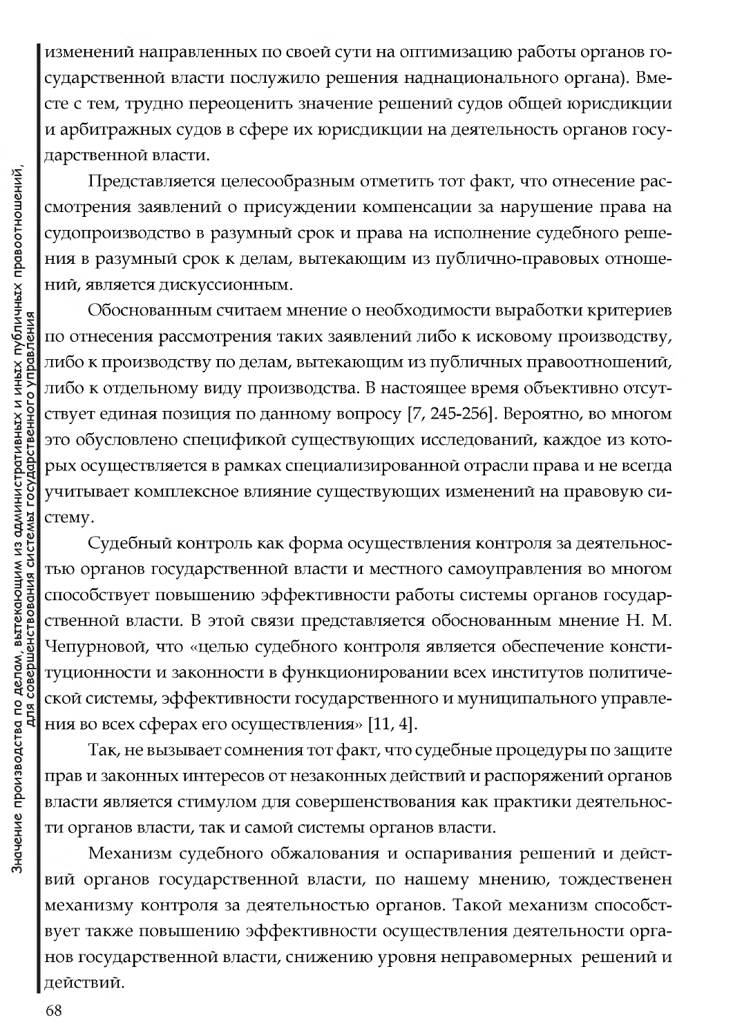изменений направленных по своей сути на оптимизацию работы органов государственной власти послужило решения наднационального органа). Вместе с тем, трудно переоценить значение решений судов общей юрисдикции и арбитражных судов в сфере их юрисдикции на деятельность органов государственной власти.

Представляется целесообразным отметить тот факт, что отнесение рассмотрения заявлений о присуждении компенсации за нарушение права на судопроизводство в разумный срок и права на исполнение судебного решения в разумный срок к делам, вытекающим из публично-правовых отношений, является дискуссионным.

Обоснованным считаем мнение о необходимости выработки критериев по отнесения рассмотрения таких заявлений либо к исковому производству, либо к производству по делам, вытекающим из публичных правоотношений, либо к отдельному виду производства. В настоящее время объективно отсутствует единая позиция по данному вопросу [7, 245-256]. Вероятно, во многом это обусловлено спецификой существующих исследований, каждое из которых осуществляется в рамках специализированной отрасли права и не всегда учитывает комплексное влияние существующих изменений на правовую систему.

Судебный контроль как форма осуществления контроля за деятельностью органов государственной власти и местного самоуправления во многом способствует повышению эффективности работы системы органов государственной власти. В этой связи представляется обоснованным мнение Н. М. Чепурновой, что «целью судебного контроля является обеспечение конституционности и законности в функционировании всех институтов политической системы, эффективности государственного и муниципального управления во всех сферах его осуществления» [11, 4].

Так, не вызывает сомнения тот факт, что судебные процедуры по защите прав и законных интересов от незаконных действий и распоряжений органов власти является стимулом для совершенствования как практики деятельности органов власти, так и самой системы органов власти.

Механизм судебного обжалования и оспаривания решений и действий органов государственной власти, по нашему мнению, тождественен механизму контроля за деятельностью органов. Такой механизм способствует также повышению эффективности осуществления деятельности органов государственной власти, снижению уровня неправомерных решений и действий.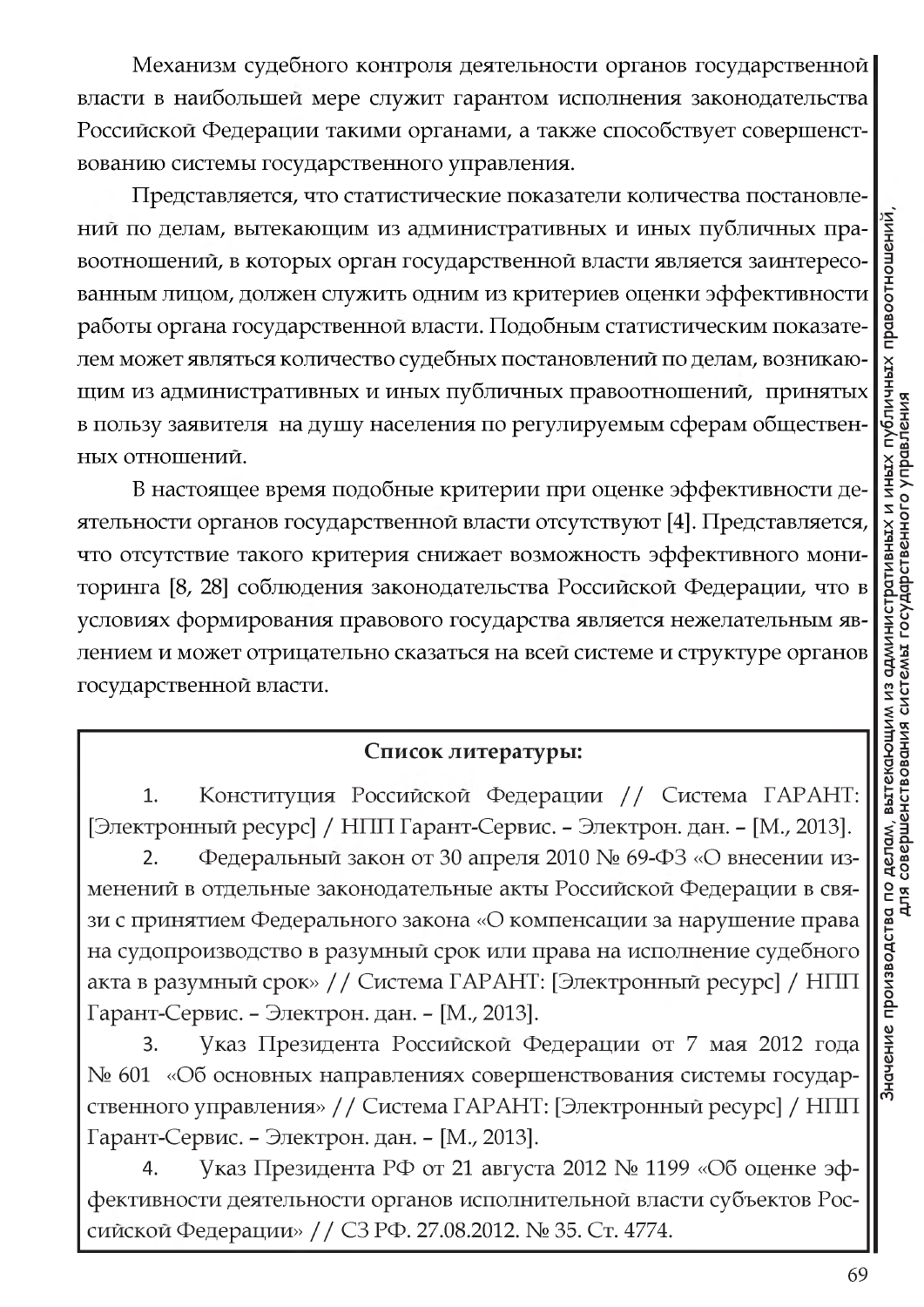Механизм судебного контроля деятельности органов государственной власти в наибольшей мере служит гарантом исполнения законодательства Российской Федерации такими органами, а также способствует совершенствованию системы государственного управления.

Представляется, что статистические показатели количества постановлений по делам, вытекающим из административных и иных публичных правоотношений, в которых орган государственной власти является заинтересованным лицом, должен служить одним из критериев оценки эффективности работы органа государственной власти. Подобным статистическим показателем может являться количество судебных постановлений по делам, возникающим из административных и иных публичных правоотношений, принятых в пользу заявителя на душу населения по регулируемым сферам общественных отношений.

В настоящее время подобные критерии при оценке эффективности деятельности органов государственной власти отсутствуют [4]. Представляется, что отсутствие такого критерия снижает возможность эффективного мониторинга [8, 28] соблюдения законодательства Российской Федерации, что в условиях формирования правового государства является нежелательным явлением и может отрицательно сказаться на всей системе и структуре органов государственной власти.

**Список литературы:**

1. Конституция Российской Федерации // Система ГАРАНТ: [Электронный ресурс] / НПП Гарант-Сервис. – Электрон. дан. – [М., 2013].
2. Федеральный закон от 30 апреля 2010 № 69-ФЗ «О внесении изменений в отдельные законодательные акты Российской Федерации в связи с принятием Федерального закона «О компенсации за нарушение права на судопроизводство в разумный срок или права на исполнение судебного акта в разумный срок» // Система ГАРАНТ: [Электронный ресурс] / НПП Гарант-Сервис. – Электрон. дан. – [М., 2013].
3. Указ Президента Российской Федерации от 7 мая 2012 года № 601 «Об основных направлениях совершенствования системы государственного управления» // Система ГАРАНТ: [Электронный ресурс] / НПП Гарант-Сервис. – Электрон. дан. – [М., 2013].
4. Указ Президента РФ от 21 августа 2012 № 1199 «Об оценке эффективности деятельности органов исполнительной власти субъектов Российской Федерации» // СЗ РФ. 27.08.2012. № 35. Ст. 4774.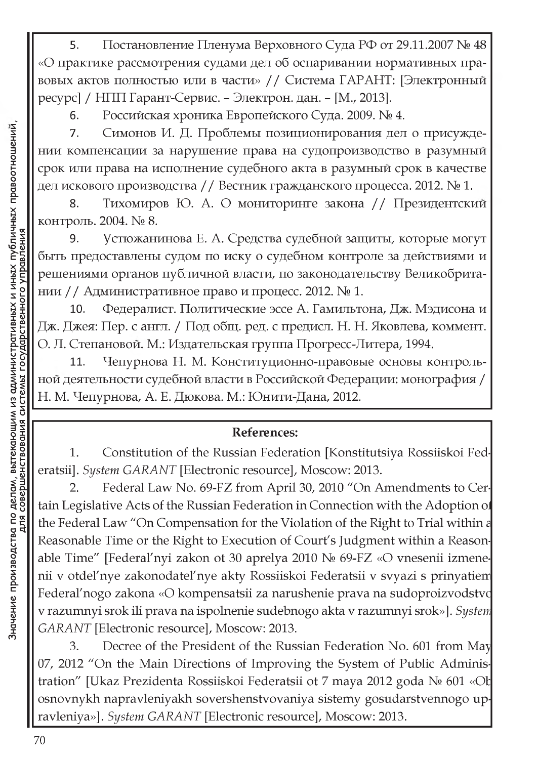5. Постановление Пленума Верховного Суда РФ от 29.11.2007 № 48 «О практике рассмотрения судами дел об оспаривании нормативных правовых актов полностью или в части» // Система ГАРАНТ: [Электронный ресурс] / НПП Гарант-Сервис. – Электрон. дан. – [М., 2013].
6. Российская хроника Европейского Суда. 2009. № 4.
7. Симонов И. Д. Проблемы позиционирования дел о присуждении компенсации за нарушение права на судопроизводство в разумный срок или права на исполнение судебного акта в разумный срок в качестве дел искового производства // Вестник гражданского процесса. 2012. № 1.
8. Тихомиров Ю. А. О мониторинге закона // Президентский контроль. 2004. № 8.
9. Устюжанинова Е. А. Средства судебной защиты, которые могут быть предоставлены судом по иску о судебном контроле за действиями и решениями органов публичной власти, по законодательству Великобритании // Административное право и процесс. 2012. № 1.
10. Федералист. Политические эссе А. Гамильтона, Дж. Мэдисона и Дж. Джея: Пер. с англ. / Под общ. ред. с предисл. Н. Н. Яковлева, коммент. О. Л. Степановой. М.: Издательская группа Прогресс-Литера, 1994.
11. Чепурнова Н. М. Конституционно-правовые основы контрольной деятельности судебной власти в Российской Федерации: монография / Н. М. Чепурнова, А. Е. Дюкова. М.: Юнити-Дана, 2012.

**References:**

1. Constitution of the Russian Federation [Konstitutsiya Rossiiskoi Federatsii]. *System GARANT* [Electronic resource], Moscow: 2013.
2. Federal Law No. 69-FZ from April 30, 2010 "On Amendments to Certain Legislative Acts of the Russian Federation in Connection with the Adoption of the Federal Law "On Compensation for the Violation of the Right to Trial within a Reasonable Time or the Right to Execution of Court's Judgment within a Reasonable Time" [Federal'nyi zakon ot 30 aprelya 2010 № 69-FZ «O vnesenii izmenenii v otdel'nye zakonodatel'nye akty Rossiiskoi Federatsii v svyazi s prinyatiem Federal'nogo zakona «O kompensatsii za narushenie prava na sudoproizvodstvo v razumnyi srok ili prava na ispolnenie sudebnogo akta v razumnyi srok»]. *System GARANT* [Electronic resource], Moscow: 2013.
3. Decree of the President of the Russian Federation No. 601 from May 07, 2012 "On the Main Directions of Improving the System of Public Administration" [Ukaz Prezidenta Rossiiskoi Federatsii ot 7 maya 2012 goda № 601 «Ob osnovnykh napravleniyakh sovershenstvovaniya sistemy gosudarstvennogo upravleniya»]. *System GARANT* [Electronic resource], Moscow: 2013.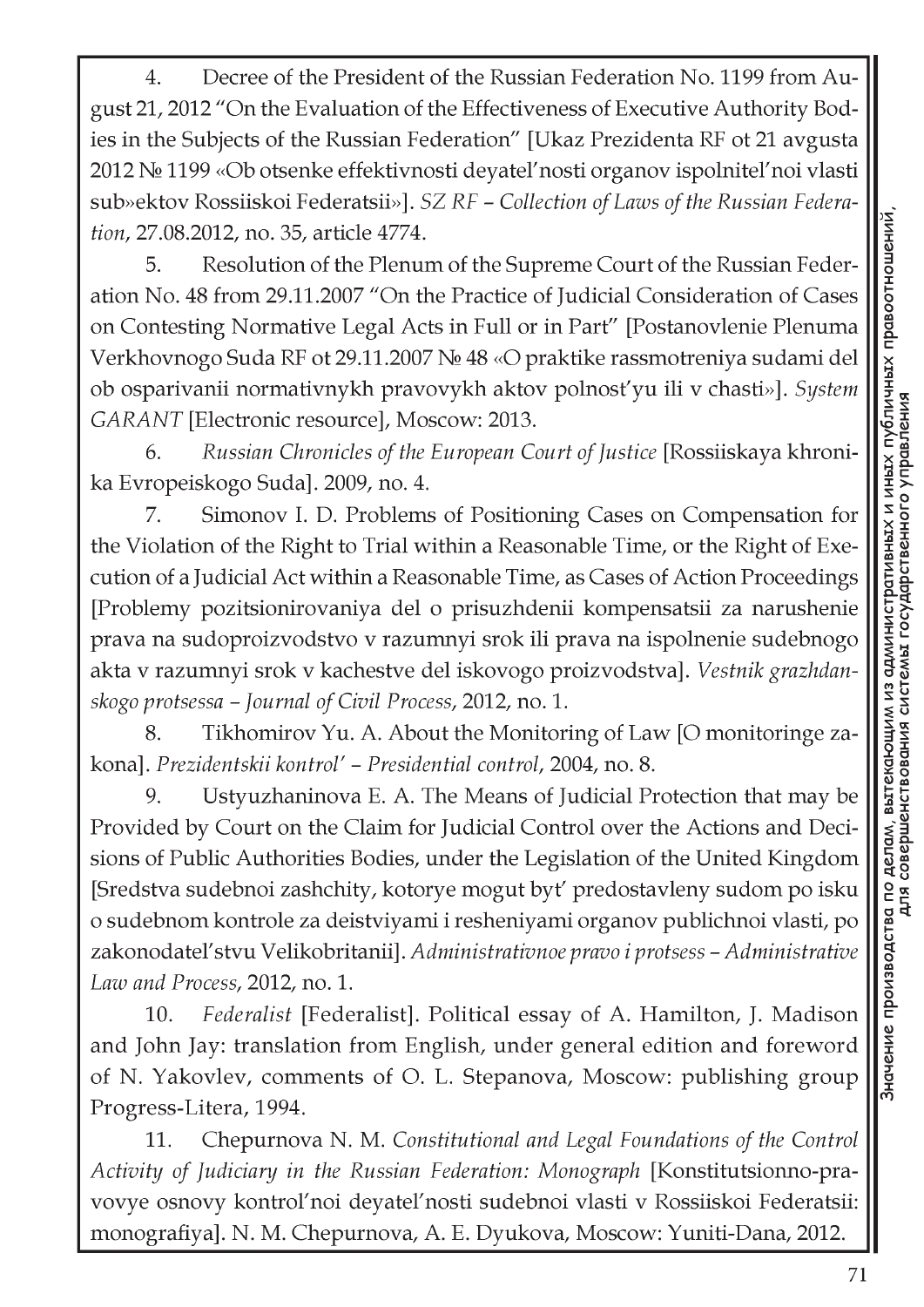4. Decree of the President of the Russian Federation No. 1199 from August 21, 2012 "On the Evaluation of the Effectiveness of Executive Authority Bodies in the Subjects of the Russian Federation" [Ukaz Prezidenta RF ot 21 avgusta 2012 № 1199 «Ob otsenke effektivnosti deyatel'nosti organov ispolnitel'noi vlasti sub»ektov Rossiiskoi Federatsii»]. *SZ RF – Collection of Laws of the Russian Federation*, 27.08.2012, no. 35, article 4774.

5. Resolution of the Plenum of the Supreme Court of the Russian Federation No. 48 from 29.11.2007 "On the Practice of Judicial Consideration of Cases on Contesting Normative Legal Acts in Full or in Part" [Postanovlenie Plenuma Verkhovnogo Suda RF ot 29.11.2007 № 48 «O praktike rassmotreniya sudami del ob osparivanii normativnykh pravovykh aktov polnost'yu ili v chasti»]. *System GARANT* [Electronic resource], Moscow: 2013.

6. *Russian Chronicles of the European Court of Justice* [Rossiiskaya khronika Evropeiskogo Suda]. 2009, no. 4.

7. Simonov I. D. Problems of Positioning Cases on Compensation for the Violation of the Right to Trial within a Reasonable Time, or the Right of Execution of a Judicial Act within a Reasonable Time, as Cases of Action Proceedings [Problemy pozitsionirovaniya del o prisuzhdenii kompensatsii za narushenie prava na sudoproizvodstvo v razumnyi srok ili prava na ispolnenie sudebnogo akta v razumnyi srok v kachestve del iskovogo proizvodstva]. *Vestnik grazhdanskogo protsessa – Journal of Civil Process*, 2012, no. 1.

8. Tikhomirov Yu. A. About the Monitoring of Law [O monitoringe zakona]. *Prezidentskii kontrol' – Presidential control*, 2004, no. 8.

9. Ustyuzhaninova E. A. The Means of Judicial Protection that may be Provided by Court on the Claim for Judicial Control over the Actions and Decisions of Public Authorities Bodies, under the Legislation of the United Kingdom [Sredstva sudebnoi zashchity, kotorye mogut byt' predostavleny sudom po isku o sudebnom kontrole za deistviyami i resheniyami organov publichnoi vlasti, po zakonodatel'stvu Velikobritanii]. *Administrativnoe pravo i protsess – Administrative Law and Process*, 2012, no. 1.

10. *Federalist* [Federalist]. Political essay of A. Hamilton, J. Madison and John Jay: translation from English, under general edition and foreword of N. Yakovlev, comments of O. L. Stepanova, Moscow: publishing group Progress-Litera, 1994.

11. Chepurnova N. M. *Constitutional and Legal Foundations of the Control Activity of Judiciary in the Russian Federation: Monograph* [Konstitutsionno-pravovye osnovy kontrol'noi deyatel'nosti sudebnoi vlasti v Rossiiskoi Federatsii: monografiya]. N. M. Chepurnova, A. E. Dyukova, Moscow: Yuniti-Dana, 2012.